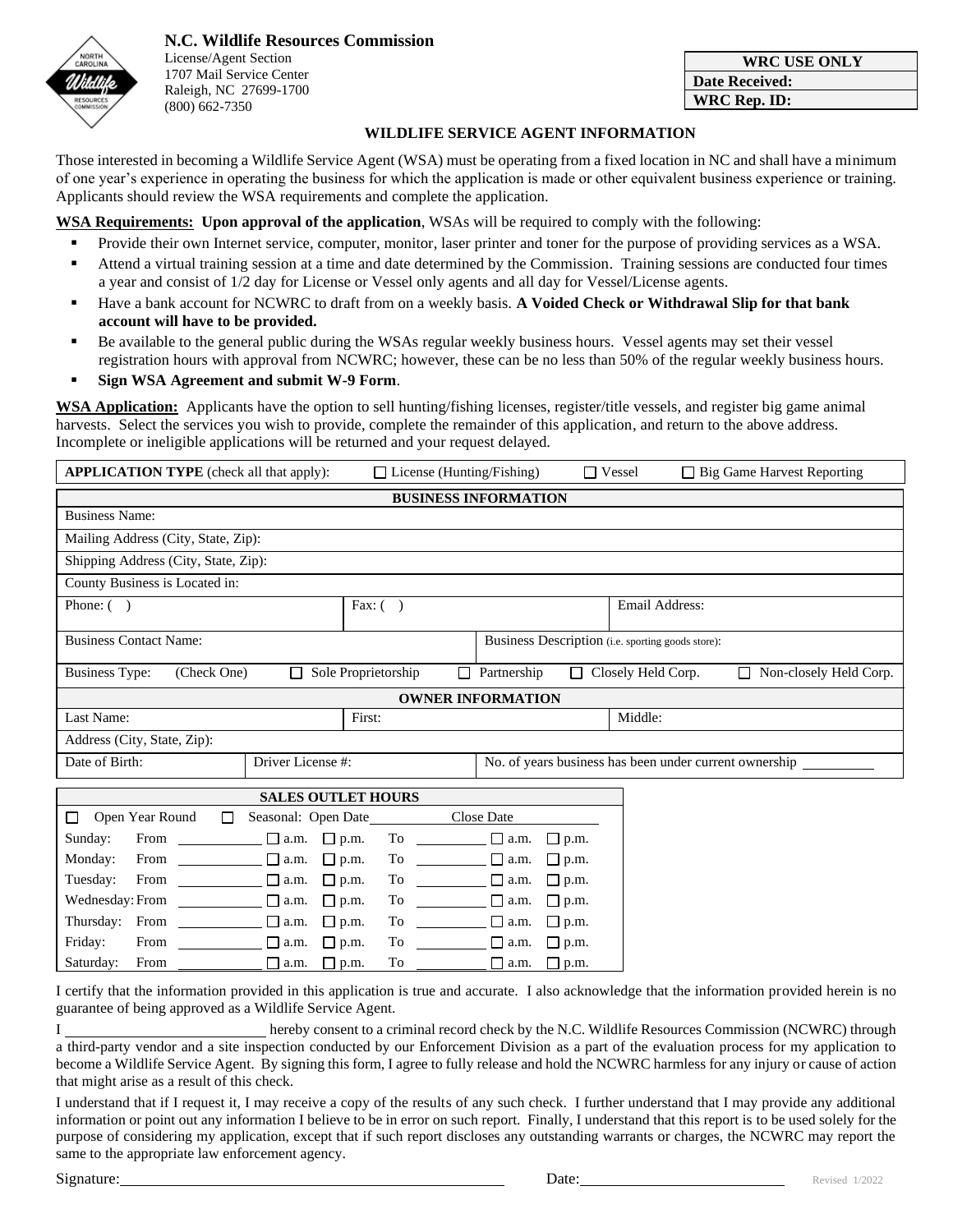**N.C. Wildlife Resources Commission**
License/Agent Section
1707 Mail Service Center
Raleigh, NC 27699-1700
(800) 662-7350

| WRC USE ONLY |
|---|
| **Date Received:** |
| **WRC Rep. ID:** |

## WILDLIFE SERVICE AGENT INFORMATION

Those interested in becoming a Wildlife Service Agent (WSA) must be operating from a fixed location in NC and shall have a minimum of one year's experience in operating the business for which the application is made or other equivalent business experience or training. Applicants should review the WSA requirements and complete the application.

**WSA Requirements: Upon approval of the application**, WSAs will be required to comply with the following:

- Provide their own Internet service, computer, monitor, laser printer and toner for the purpose of providing services as a WSA.
- Attend a virtual training session at a time and date determined by the Commission. Training sessions are conducted four times a year and consist of 1/2 day for License or Vessel only agents and all day for Vessel/License agents.
- Have a bank account for NCWRC to draft from on a weekly basis. **A Voided Check or Withdrawal Slip for that bank account will have to be provided.**
- Be available to the general public during the WSAs regular weekly business hours. Vessel agents may set their vessel registration hours with approval from NCWRC; however, these can be no less than 50% of the regular weekly business hours.
- **Sign WSA Agreement and submit W-9 Form**.

**WSA Application:** Applicants have the option to sell hunting/fishing licenses, register/title vessels, and register big game animal harvests. Select the services you wish to provide, complete the remainder of this application, and return to the above address. Incomplete or ineligible applications will be returned and your request delayed.

**APPLICATION TYPE** (check all that apply): ☐ License (Hunting/Fishing) ☐ Vessel ☐ Big Game Harvest Reporting

| **BUSINESS INFORMATION** | | | |
|---|---|---|---|
| Business Name: | | | |
| Mailing Address (City, State, Zip): | | | |
| Shipping Address (City, State, Zip): | | | |
| County Business is Located in: | | | |
| Phone: ( ) | Fax: ( ) | | Email Address: |
| Business Contact Name: | | Business Description (i.e. sporting goods store): | |
| Business Type: (Check One) ☐ Sole Proprietorship | ☐ Partnership | ☐ Closely Held Corp. | ☐ Non-closely Held Corp. |
| **OWNER INFORMATION** | | | |
| Last Name: | First: | | Middle: |
| Address (City, State, Zip): | | | |
| Date of Birth: | Driver License #: | No. of years business has been under current ownership ______ | |

| **SALES OUTLET HOURS** | | | | |
|---|---|---|---|---|
| ☐ Open Year Round | ☐ Seasonal: Open Date ______ | | Close Date ______ | |
| Sunday: | From ______ | ☐ a.m. ☐ p.m. | To ______ | ☐ a.m. ☐ p.m. |
| Monday: | From ______ | ☐ a.m. ☐ p.m. | To ______ | ☐ a.m. ☐ p.m. |
| Tuesday: | From ______ | ☐ a.m. ☐ p.m. | To ______ | ☐ a.m. ☐ p.m. |
| Wednesday: | From ______ | ☐ a.m. ☐ p.m. | To ______ | ☐ a.m. ☐ p.m. |
| Thursday: | From ______ | ☐ a.m. ☐ p.m. | To ______ | ☐ a.m. ☐ p.m. |
| Friday: | From ______ | ☐ a.m. ☐ p.m. | To ______ | ☐ a.m. ☐ p.m. |
| Saturday: | From ______ | ☐ a.m. ☐ p.m. | To ______ | ☐ a.m. ☐ p.m. |

I certify that the information provided in this application is true and accurate. I also acknowledge that the information provided herein is no guarantee of being approved as a Wildlife Service Agent.

I ______________________ hereby consent to a criminal record check by the N.C. Wildlife Resources Commission (NCWRC) through a third-party vendor and a site inspection conducted by our Enforcement Division as a part of the evaluation process for my application to become a Wildlife Service Agent. By signing this form, I agree to fully release and hold the NCWRC harmless for any injury or cause of action that might arise as a result of this check.

I understand that if I request it, I may receive a copy of the results of any such check. I further understand that I may provide any additional information or point out any information I believe to be in error on such report. Finally, I understand that this report is to be used solely for the purpose of considering my application, except that if such report discloses any outstanding warrants or charges, the NCWRC may report the same to the appropriate law enforcement agency.

Signature: ______________________________ Date: ______________________

Revised 1/2022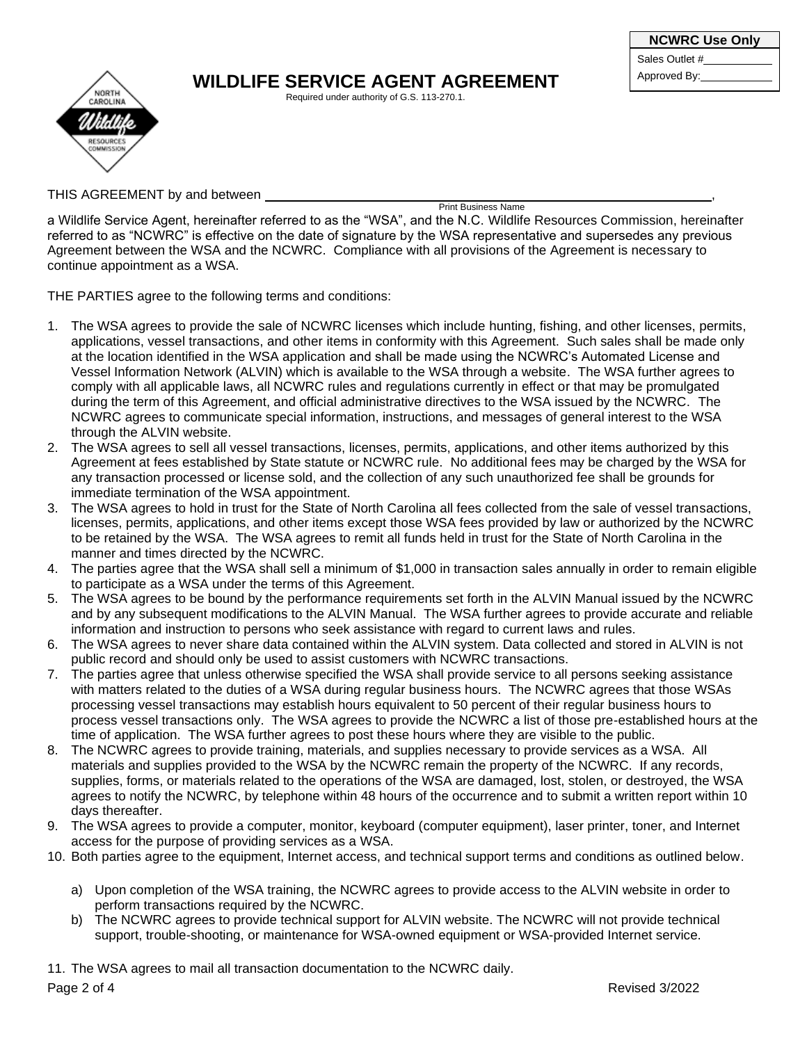| NCWRC Use Only |
| --- |
| Sales Outlet #\_\_\_\_\_\_\_\_\_\_\_\_ |
| Approved By:\_\_\_\_\_\_\_\_\_\_\_\_ |

# WILDLIFE SERVICE AGENT AGREEMENT

Required under authority of G.S. 113-270.1.

THIS AGREEMENT by and between \_\_\_\_\_\_\_\_\_\_\_\_\_\_\_\_\_\_\_\_\_\_\_\_\_\_\_\_\_\_\_\_\_\_\_\_\_\_\_\_\_\_\_\_\_\_\_\_\_\_\_\_\_\_\_\_\_\_\_\_,
Print Business Name

a Wildlife Service Agent, hereinafter referred to as the "WSA", and the N.C. Wildlife Resources Commission, hereinafter referred to as "NCWRC" is effective on the date of signature by the WSA representative and supersedes any previous Agreement between the WSA and the NCWRC. Compliance with all provisions of the Agreement is necessary to continue appointment as a WSA.

THE PARTIES agree to the following terms and conditions:

1. The WSA agrees to provide the sale of NCWRC licenses which include hunting, fishing, and other licenses, permits, applications, vessel transactions, and other items in conformity with this Agreement. Such sales shall be made only at the location identified in the WSA application and shall be made using the NCWRC's Automated License and Vessel Information Network (ALVIN) which is available to the WSA through a website. The WSA further agrees to comply with all applicable laws, all NCWRC rules and regulations currently in effect or that may be promulgated during the term of this Agreement, and official administrative directives to the WSA issued by the NCWRC. The NCWRC agrees to communicate special information, instructions, and messages of general interest to the WSA through the ALVIN website.
2. The WSA agrees to sell all vessel transactions, licenses, permits, applications, and other items authorized by this Agreement at fees established by State statute or NCWRC rule. No additional fees may be charged by the WSA for any transaction processed or license sold, and the collection of any such unauthorized fee shall be grounds for immediate termination of the WSA appointment.
3. The WSA agrees to hold in trust for the State of North Carolina all fees collected from the sale of vessel transactions, licenses, permits, applications, and other items except those WSA fees provided by law or authorized by the NCWRC to be retained by the WSA. The WSA agrees to remit all funds held in trust for the State of North Carolina in the manner and times directed by the NCWRC.
4. The parties agree that the WSA shall sell a minimum of $1,000 in transaction sales annually in order to remain eligible to participate as a WSA under the terms of this Agreement.
5. The WSA agrees to be bound by the performance requirements set forth in the ALVIN Manual issued by the NCWRC and by any subsequent modifications to the ALVIN Manual. The WSA further agrees to provide accurate and reliable information and instruction to persons who seek assistance with regard to current laws and rules.
6. The WSA agrees to never share data contained within the ALVIN system. Data collected and stored in ALVIN is not public record and should only be used to assist customers with NCWRC transactions.
7. The parties agree that unless otherwise specified the WSA shall provide service to all persons seeking assistance with matters related to the duties of a WSA during regular business hours. The NCWRC agrees that those WSAs processing vessel transactions may establish hours equivalent to 50 percent of their regular business hours to process vessel transactions only. The WSA agrees to provide the NCWRC a list of those pre-established hours at the time of application. The WSA further agrees to post these hours where they are visible to the public.
8. The NCWRC agrees to provide training, materials, and supplies necessary to provide services as a WSA. All materials and supplies provided to the WSA by the NCWRC remain the property of the NCWRC. If any records, supplies, forms, or materials related to the operations of the WSA are damaged, lost, stolen, or destroyed, the WSA agrees to notify the NCWRC, by telephone within 48 hours of the occurrence and to submit a written report within 10 days thereafter.
9. The WSA agrees to provide a computer, monitor, keyboard (computer equipment), laser printer, toner, and Internet access for the purpose of providing services as a WSA.
10. Both parties agree to the equipment, Internet access, and technical support terms and conditions as outlined below.

    a) Upon completion of the WSA training, the NCWRC agrees to provide access to the ALVIN website in order to perform transactions required by the NCWRC.
    b) The NCWRC agrees to provide technical support for ALVIN website. The NCWRC will not provide technical support, trouble-shooting, or maintenance for WSA-owned equipment or WSA-provided Internet service.

11. The WSA agrees to mail all transaction documentation to the NCWRC daily.

Revised 3/2022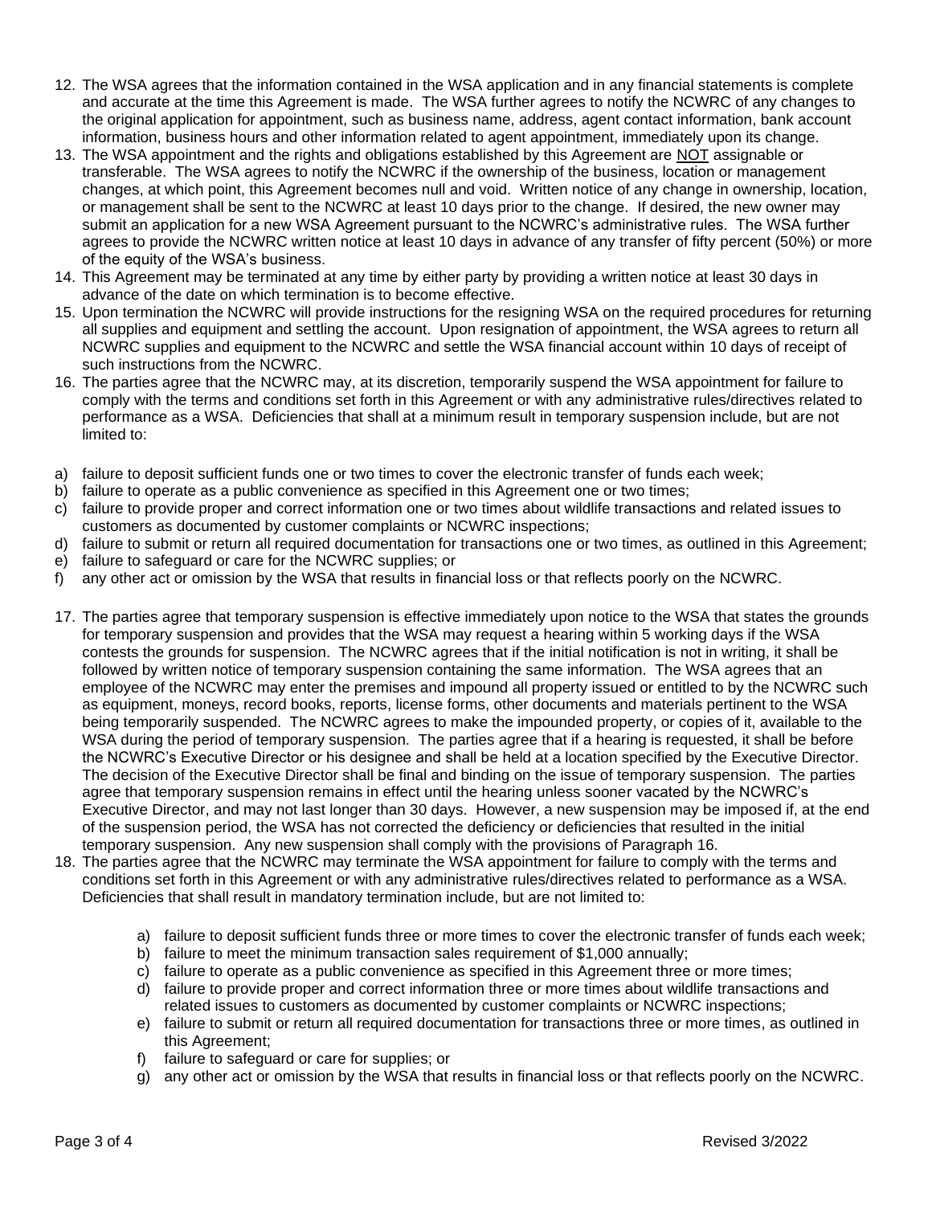12. The WSA agrees that the information contained in the WSA application and in any financial statements is complete and accurate at the time this Agreement is made. The WSA further agrees to notify the NCWRC of any changes to the original application for appointment, such as business name, address, agent contact information, bank account information, business hours and other information related to agent appointment, immediately upon its change.
13. The WSA appointment and the rights and obligations established by this Agreement are <u>NOT</u> assignable or transferable. The WSA agrees to notify the NCWRC if the ownership of the business, location or management changes, at which point, this Agreement becomes null and void. Written notice of any change in ownership, location, or management shall be sent to the NCWRC at least 10 days prior to the change. If desired, the new owner may submit an application for a new WSA Agreement pursuant to the NCWRC's administrative rules. The WSA further agrees to provide the NCWRC written notice at least 10 days in advance of any transfer of fifty percent (50%) or more of the equity of the WSA's business.
14. This Agreement may be terminated at any time by either party by providing a written notice at least 30 days in advance of the date on which termination is to become effective.
15. Upon termination the NCWRC will provide instructions for the resigning WSA on the required procedures for returning all supplies and equipment and settling the account. Upon resignation of appointment, the WSA agrees to return all NCWRC supplies and equipment to the NCWRC and settle the WSA financial account within 10 days of receipt of such instructions from the NCWRC.
16. The parties agree that the NCWRC may, at its discretion, temporarily suspend the WSA appointment for failure to comply with the terms and conditions set forth in this Agreement or with any administrative rules/directives related to performance as a WSA. Deficiencies that shall at a minimum result in temporary suspension include, but are not limited to:

a) failure to deposit sufficient funds one or two times to cover the electronic transfer of funds each week;
b) failure to operate as a public convenience as specified in this Agreement one or two times;
c) failure to provide proper and correct information one or two times about wildlife transactions and related issues to customers as documented by customer complaints or NCWRC inspections;
d) failure to submit or return all required documentation for transactions one or two times, as outlined in this Agreement;
e) failure to safeguard or care for the NCWRC supplies; or
f) any other act or omission by the WSA that results in financial loss or that reflects poorly on the NCWRC.

17. The parties agree that temporary suspension is effective immediately upon notice to the WSA that states the grounds for temporary suspension and provides that the WSA may request a hearing within 5 working days if the WSA contests the grounds for suspension. The NCWRC agrees that if the initial notification is not in writing, it shall be followed by written notice of temporary suspension containing the same information. The WSA agrees that an employee of the NCWRC may enter the premises and impound all property issued or entitled to by the NCWRC such as equipment, moneys, record books, reports, license forms, other documents and materials pertinent to the WSA being temporarily suspended. The NCWRC agrees to make the impounded property, or copies of it, available to the WSA during the period of temporary suspension. The parties agree that if a hearing is requested, it shall be before the NCWRC's Executive Director or his designee and shall be held at a location specified by the Executive Director. The decision of the Executive Director shall be final and binding on the issue of temporary suspension. The parties agree that temporary suspension remains in effect until the hearing unless sooner vacated by the NCWRC's Executive Director, and may not last longer than 30 days. However, a new suspension may be imposed if, at the end of the suspension period, the WSA has not corrected the deficiency or deficiencies that resulted in the initial temporary suspension. Any new suspension shall comply with the provisions of Paragraph 16.
18. The parties agree that the NCWRC may terminate the WSA appointment for failure to comply with the terms and conditions set forth in this Agreement or with any administrative rules/directives related to performance as a WSA. Deficiencies that shall result in mandatory termination include, but are not limited to:

    a) failure to deposit sufficient funds three or more times to cover the electronic transfer of funds each week;
    b) failure to meet the minimum transaction sales requirement of $1,000 annually;
    c) failure to operate as a public convenience as specified in this Agreement three or more times;
    d) failure to provide proper and correct information three or more times about wildlife transactions and related issues to customers as documented by customer complaints or NCWRC inspections;
    e) failure to submit or return all required documentation for transactions three or more times, as outlined in this Agreement;
    f) failure to safeguard or care for supplies; or
    g) any other act or omission by the WSA that results in financial loss or that reflects poorly on the NCWRC.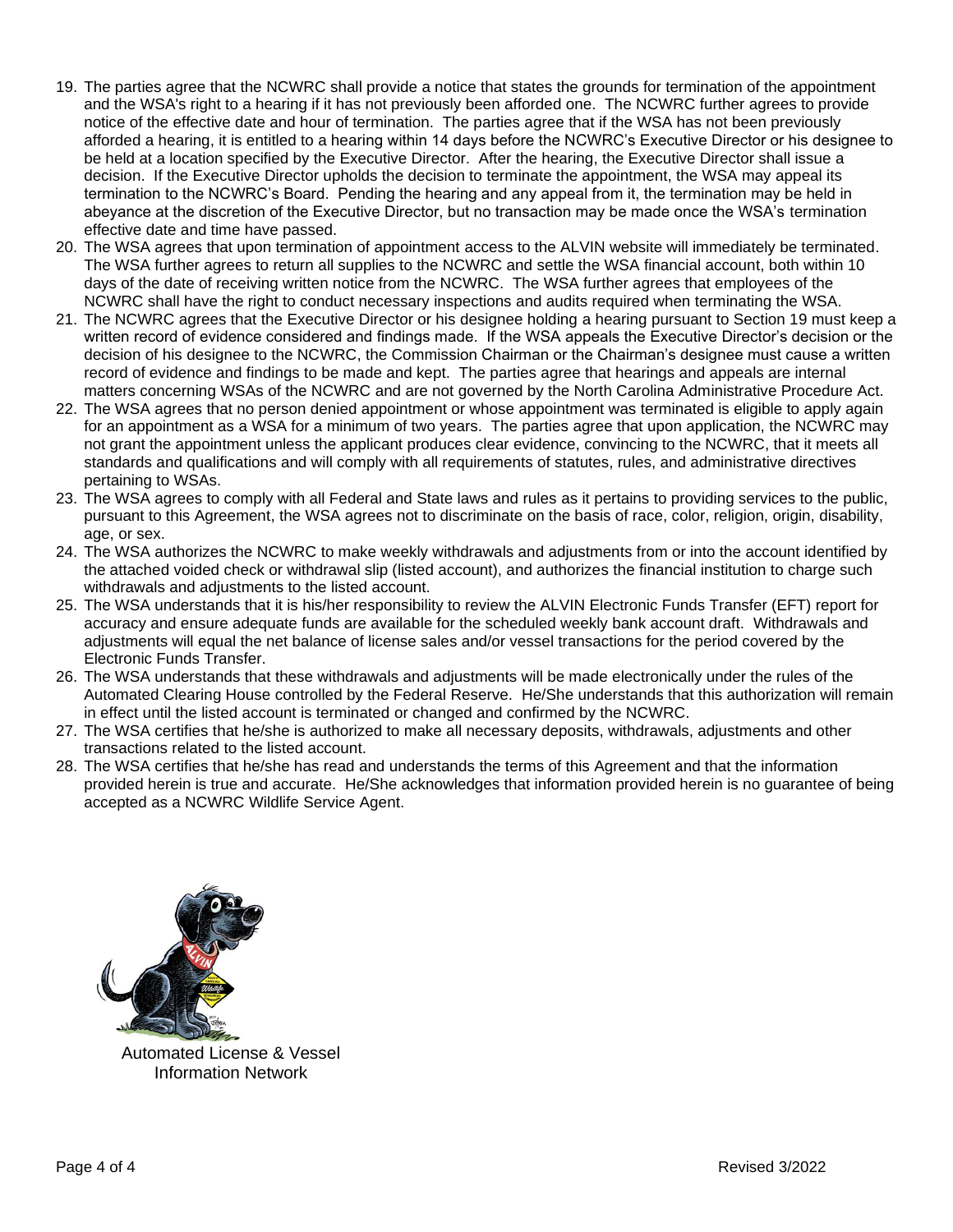19. The parties agree that the NCWRC shall provide a notice that states the grounds for termination of the appointment and the WSA's right to a hearing if it has not previously been afforded one. The NCWRC further agrees to provide notice of the effective date and hour of termination. The parties agree that if the WSA has not been previously afforded a hearing, it is entitled to a hearing within 14 days before the NCWRC's Executive Director or his designee to be held at a location specified by the Executive Director. After the hearing, the Executive Director shall issue a decision. If the Executive Director upholds the decision to terminate the appointment, the WSA may appeal its termination to the NCWRC's Board. Pending the hearing and any appeal from it, the termination may be held in abeyance at the discretion of the Executive Director, but no transaction may be made once the WSA's termination effective date and time have passed.
20. The WSA agrees that upon termination of appointment access to the ALVIN website will immediately be terminated. The WSA further agrees to return all supplies to the NCWRC and settle the WSA financial account, both within 10 days of the date of receiving written notice from the NCWRC. The WSA further agrees that employees of the NCWRC shall have the right to conduct necessary inspections and audits required when terminating the WSA.
21. The NCWRC agrees that the Executive Director or his designee holding a hearing pursuant to Section 19 must keep a written record of evidence considered and findings made. If the WSA appeals the Executive Director's decision or the decision of his designee to the NCWRC, the Commission Chairman or the Chairman's designee must cause a written record of evidence and findings to be made and kept. The parties agree that hearings and appeals are internal matters concerning WSAs of the NCWRC and are not governed by the North Carolina Administrative Procedure Act.
22. The WSA agrees that no person denied appointment or whose appointment was terminated is eligible to apply again for an appointment as a WSA for a minimum of two years. The parties agree that upon application, the NCWRC may not grant the appointment unless the applicant produces clear evidence, convincing to the NCWRC, that it meets all standards and qualifications and will comply with all requirements of statutes, rules, and administrative directives pertaining to WSAs.
23. The WSA agrees to comply with all Federal and State laws and rules as it pertains to providing services to the public, pursuant to this Agreement, the WSA agrees not to discriminate on the basis of race, color, religion, origin, disability, age, or sex.
24. The WSA authorizes the NCWRC to make weekly withdrawals and adjustments from or into the account identified by the attached voided check or withdrawal slip (listed account), and authorizes the financial institution to charge such withdrawals and adjustments to the listed account.
25. The WSA understands that it is his/her responsibility to review the ALVIN Electronic Funds Transfer (EFT) report for accuracy and ensure adequate funds are available for the scheduled weekly bank account draft. Withdrawals and adjustments will equal the net balance of license sales and/or vessel transactions for the period covered by the Electronic Funds Transfer.
26. The WSA understands that these withdrawals and adjustments will be made electronically under the rules of the Automated Clearing House controlled by the Federal Reserve. He/She understands that this authorization will remain in effect until the listed account is terminated or changed and confirmed by the NCWRC.
27. The WSA certifies that he/she is authorized to make all necessary deposits, withdrawals, adjustments and other transactions related to the listed account.
28. The WSA certifies that he/she has read and understands the terms of this Agreement and that the information provided herein is true and accurate. He/She acknowledges that information provided herein is no guarantee of being accepted as a NCWRC Wildlife Service Agent.

Automated License & Vessel Information Network

Revised 3/2022